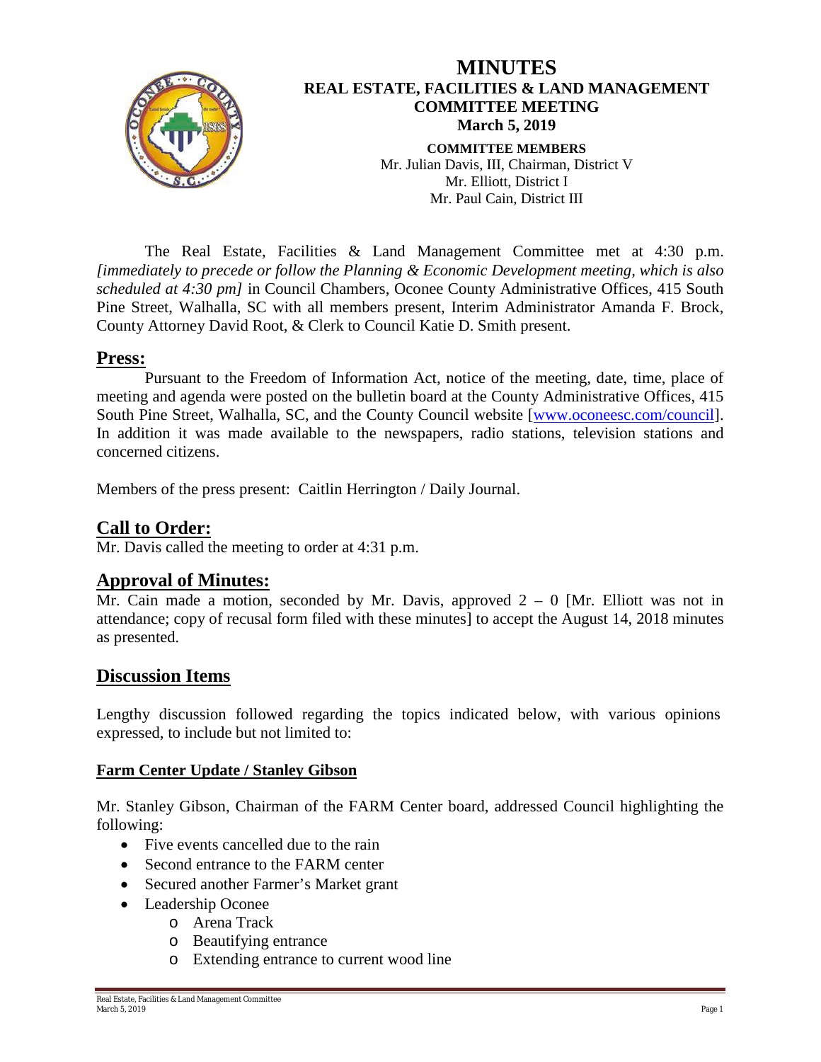# MINUTES
## REAL ESTATE, FACILITIES & LAND MANAGEMENT COMMITTEE MEETING
**March 5, 2019**

**COMMITTEE MEMBERS**
Mr. Julian Davis, III, Chairman, District V
Mr. Elliott, District I
Mr. Paul Cain, District III

The Real Estate, Facilities & Land Management Committee met at 4:30 p.m. *[immediately to precede or follow the Planning & Economic Development meeting, which is also scheduled at 4:30 pm]* in Council Chambers, Oconee County Administrative Offices, 415 South Pine Street, Walhalla, SC with all members present, Interim Administrator Amanda F. Brock, County Attorney David Root, & Clerk to Council Katie D. Smith present.

## Press:

Pursuant to the Freedom of Information Act, notice of the meeting, date, time, place of meeting and agenda were posted on the bulletin board at the County Administrative Offices, 415 South Pine Street, Walhalla, SC, and the County Council website [www.oconeesc.com/council]. In addition it was made available to the newspapers, radio stations, television stations and concerned citizens.

Members of the press present: Caitlin Herrington / Daily Journal.

## Call to Order:

Mr. Davis called the meeting to order at 4:31 p.m.

## Approval of Minutes:

Mr. Cain made a motion, seconded by Mr. Davis, approved 2 – 0 [Mr. Elliott was not in attendance; copy of recusal form filed with these minutes] to accept the August 14, 2018 minutes as presented.

## Discussion Items

Lengthy discussion followed regarding the topics indicated below, with various opinions expressed, to include but not limited to:

### Farm Center Update / Stanley Gibson

Mr. Stanley Gibson, Chairman of the FARM Center board, addressed Council highlighting the following:

- Five events cancelled due to the rain
- Second entrance to the FARM center
- Secured another Farmer's Market grant
- Leadership Oconee
  - Arena Track
  - Beautifying entrance
  - Extending entrance to current wood line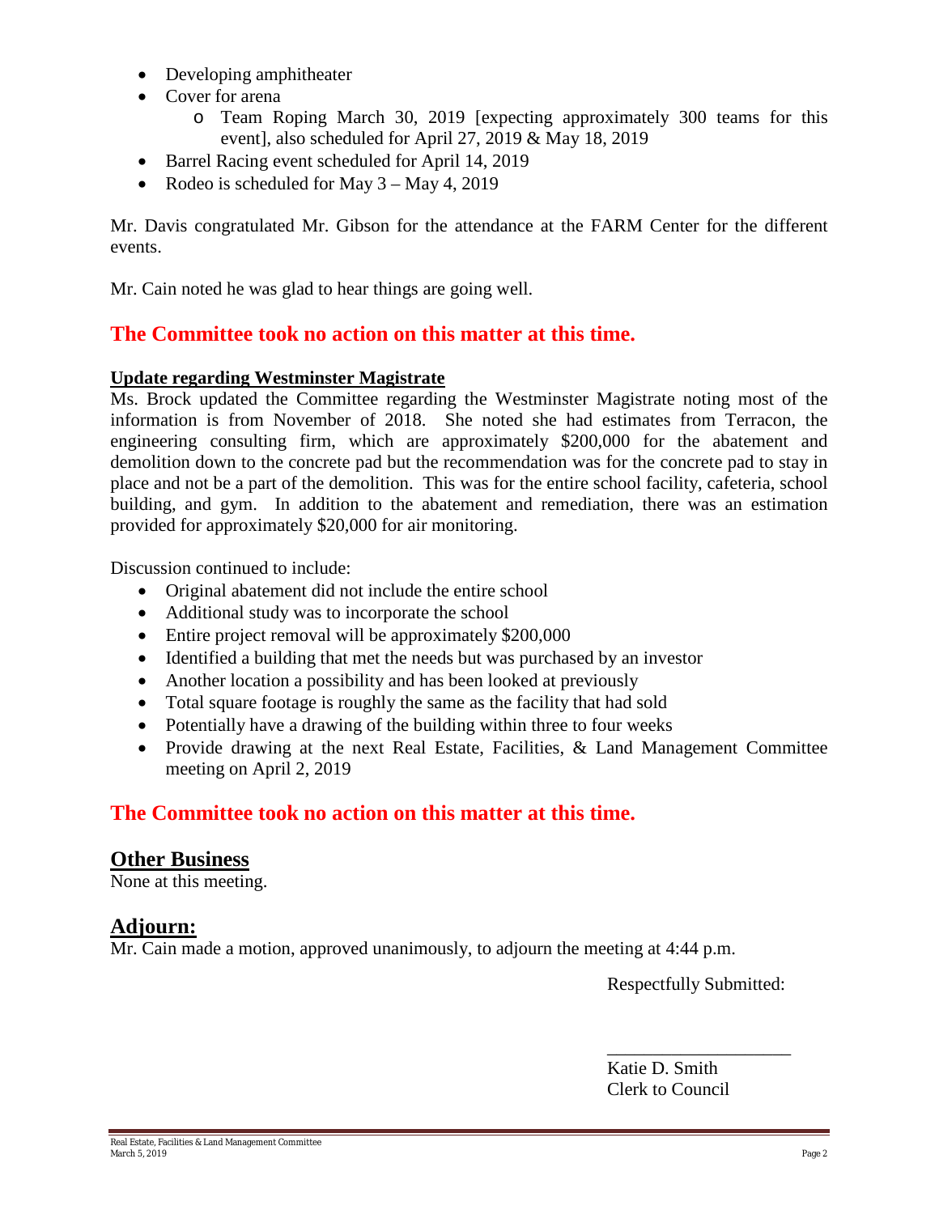- Developing amphitheater
- Cover for arena
    - Team Roping March 30, 2019 [expecting approximately 300 teams for this event], also scheduled for April 27, 2019 & May 18, 2019
- Barrel Racing event scheduled for April 14, 2019
- Rodeo is scheduled for May 3 – May 4, 2019

Mr. Davis congratulated Mr. Gibson for the attendance at the FARM Center for the different events.

Mr. Cain noted he was glad to hear things are going well.

**The Committee took no action on this matter at this time.**

**Update regarding Westminster Magistrate**

Ms. Brock updated the Committee regarding the Westminster Magistrate noting most of the information is from November of 2018. She noted she had estimates from Terracon, the engineering consulting firm, which are approximately $200,000 for the abatement and demolition down to the concrete pad but the recommendation was for the concrete pad to stay in place and not be a part of the demolition. This was for the entire school facility, cafeteria, school building, and gym. In addition to the abatement and remediation, there was an estimation provided for approximately $20,000 for air monitoring.

Discussion continued to include:

- Original abatement did not include the entire school
- Additional study was to incorporate the school
- Entire project removal will be approximately $200,000
- Identified a building that met the needs but was purchased by an investor
- Another location a possibility and has been looked at previously
- Total square footage is roughly the same as the facility that had sold
- Potentially have a drawing of the building within three to four weeks
- Provide drawing at the next Real Estate, Facilities, & Land Management Committee meeting on April 2, 2019

**The Committee took no action on this matter at this time.**

## Other Business

None at this meeting.

## Adjourn:

Mr. Cain made a motion, approved unanimously, to adjourn the meeting at 4:44 p.m.

Respectfully Submitted:

____________________

Katie D. Smith
Clerk to Council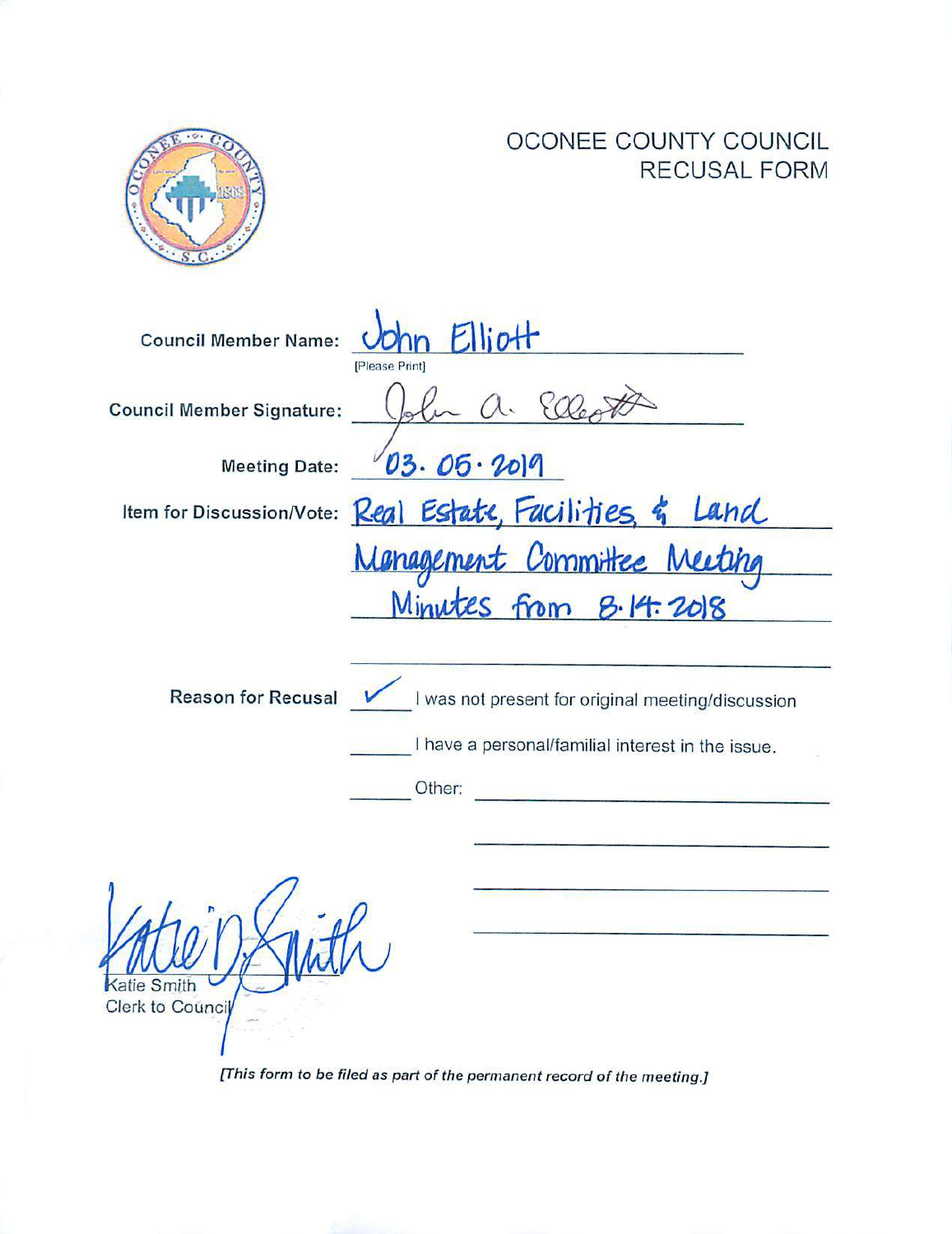# OCONEE COUNTY COUNCIL
## RECUSAL FORM

**Council Member Name:** John Elliott
[Please Print]

**Council Member Signature:** John A. Elliott

**Meeting Date:** 03.05.2019

**Item for Discussion/Vote:** Real Estate, Facilities, & Land Management Committee Meeting Minutes from 8.14.2018

**Reason for Recusal**

✓ I was not present for original meeting/discussion

\_\_\_\_\_ I have a personal/familial interest in the issue.

\_\_\_\_\_ Other: \_\_\_\_\_\_\_\_\_\_\_\_\_\_\_\_\_\_\_\_

Katie D. Smith

Katie Smith
Clerk to Council

*[This form to be filed as part of the permanent record of the meeting.]*